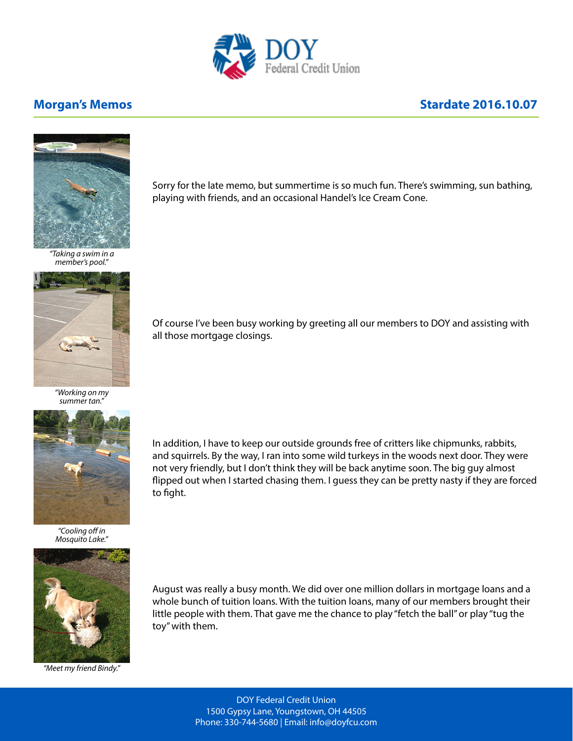# DOY Federal Credit Union

## Morgan's Memos

**Stardate 2016.10.07**

*"Taking a swim in a member's pool."*

Sorry for the late memo, but summertime is so much fun. There's swimming, sun bathing, playing with friends, and an occasional Handel's Ice Cream Cone.

*"Working on my summer tan."*

Of course I've been busy working by greeting all our members to DOY and assisting with all those mortgage closings.

*"Cooling off in Mosquito Lake."*

In addition, I have to keep our outside grounds free of critters like chipmunks, rabbits, and squirrels. By the way, I ran into some wild turkeys in the woods next door. They were not very friendly, but I don't think they will be back anytime soon. The big guy almost flipped out when I started chasing them. I guess they can be pretty nasty if they are forced to fight.

*"Meet my friend Bindy."*

August was really a busy month. We did over one million dollars in mortgage loans and a whole bunch of tuition loans. With the tuition loans, many of our members brought their little people with them. That gave me the chance to play "fetch the ball" or play "tug the toy" with them.

DOY Federal Credit Union
1500 Gypsy Lane, Youngstown, OH 44505
Phone: 330-744-5680 | Email: info@doyfcu.com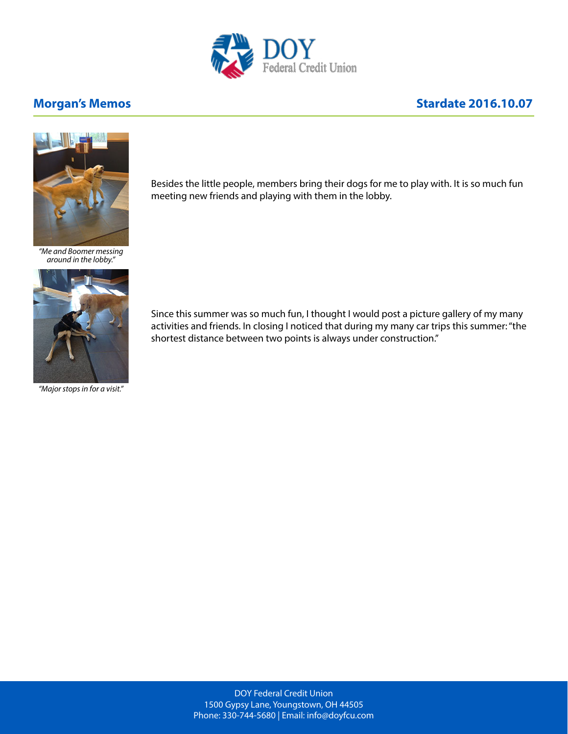## Morgan's Memos

## Stardate 2016.10.07

*"Me and Boomer messing around in the lobby."*

Besides the little people, members bring their dogs for me to play with. It is so much fun meeting new friends and playing with them in the lobby.

*"Major stops in for a visit."*

Since this summer was so much fun, I thought I would post a picture gallery of my many activities and friends. In closing I noticed that during my many car trips this summer: "the shortest distance between two points is always under construction."

DOY Federal Credit Union
1500 Gypsy Lane, Youngstown, OH 44505
Phone: 330-744-5680 | Email: info@doyfcu.com